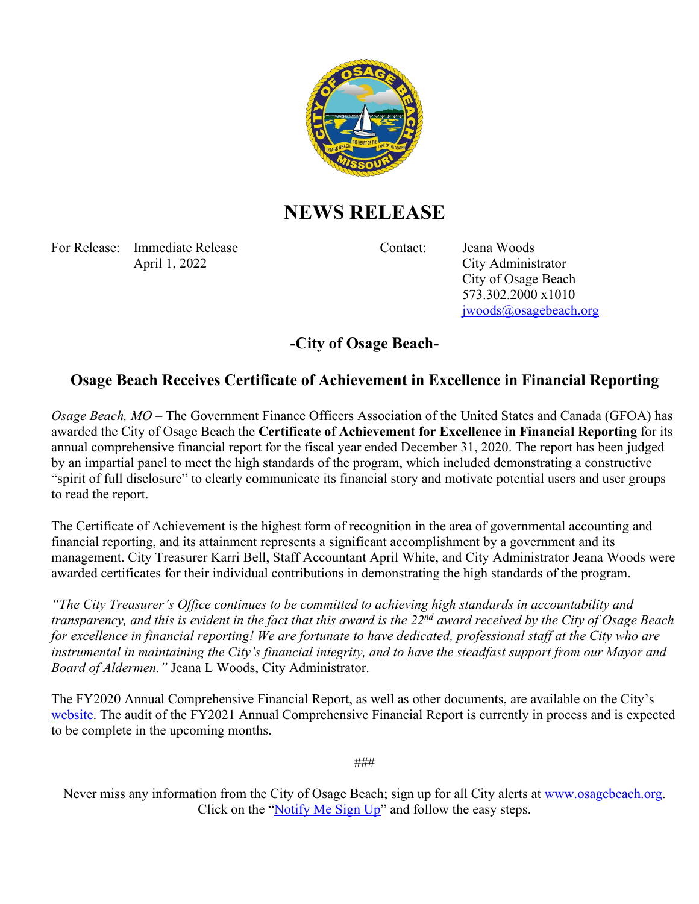# NEWS RELEASE

For Release: Immediate Release
April 1, 2022

Contact: Jeana Woods
City Administrator
City of Osage Beach
573.302.2000 x1010
jwoods@osagebeach.org

## -City of Osage Beach-

## Osage Beach Receives Certificate of Achievement in Excellence in Financial Reporting

*Osage Beach, MO* – The Government Finance Officers Association of the United States and Canada (GFOA) has awarded the City of Osage Beach the **Certificate of Achievement for Excellence in Financial Reporting** for its annual comprehensive financial report for the fiscal year ended December 31, 2020. The report has been judged by an impartial panel to meet the high standards of the program, which included demonstrating a constructive "spirit of full disclosure" to clearly communicate its financial story and motivate potential users and user groups to read the report.

The Certificate of Achievement is the highest form of recognition in the area of governmental accounting and financial reporting, and its attainment represents a significant accomplishment by a government and its management. City Treasurer Karri Bell, Staff Accountant April White, and City Administrator Jeana Woods were awarded certificates for their individual contributions in demonstrating the high standards of the program.

*"The City Treasurer's Office continues to be committed to achieving high standards in accountability and transparency, and this is evident in the fact that this award is the 22nd award received by the City of Osage Beach for excellence in financial reporting! We are fortunate to have dedicated, professional staff at the City who are instrumental in maintaining the City's financial integrity, and to have the steadfast support from our Mayor and Board of Aldermen."* Jeana L Woods, City Administrator.

The FY2020 Annual Comprehensive Financial Report, as well as other documents, are available on the City's website. The audit of the FY2021 Annual Comprehensive Financial Report is currently in process and is expected to be complete in the upcoming months.

###

Never miss any information from the City of Osage Beach; sign up for all City alerts at www.osagebeach.org. Click on the "Notify Me Sign Up" and follow the easy steps.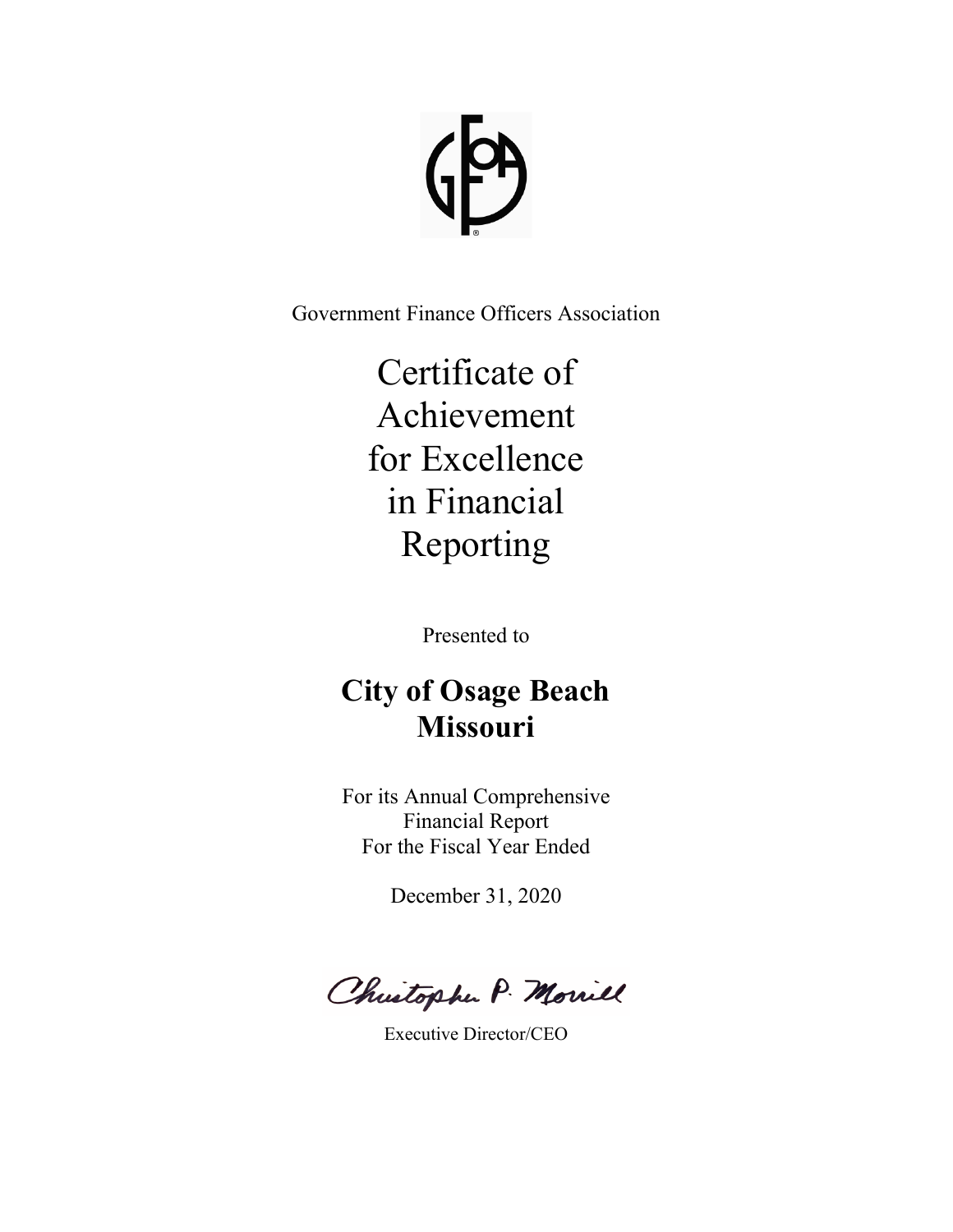Government Finance Officers Association

# Certificate of Achievement for Excellence in Financial Reporting

Presented to

## City of Osage Beach Missouri

For its Annual Comprehensive Financial Report For the Fiscal Year Ended

December 31, 2020

Christopher P. Morrill

Executive Director/CEO